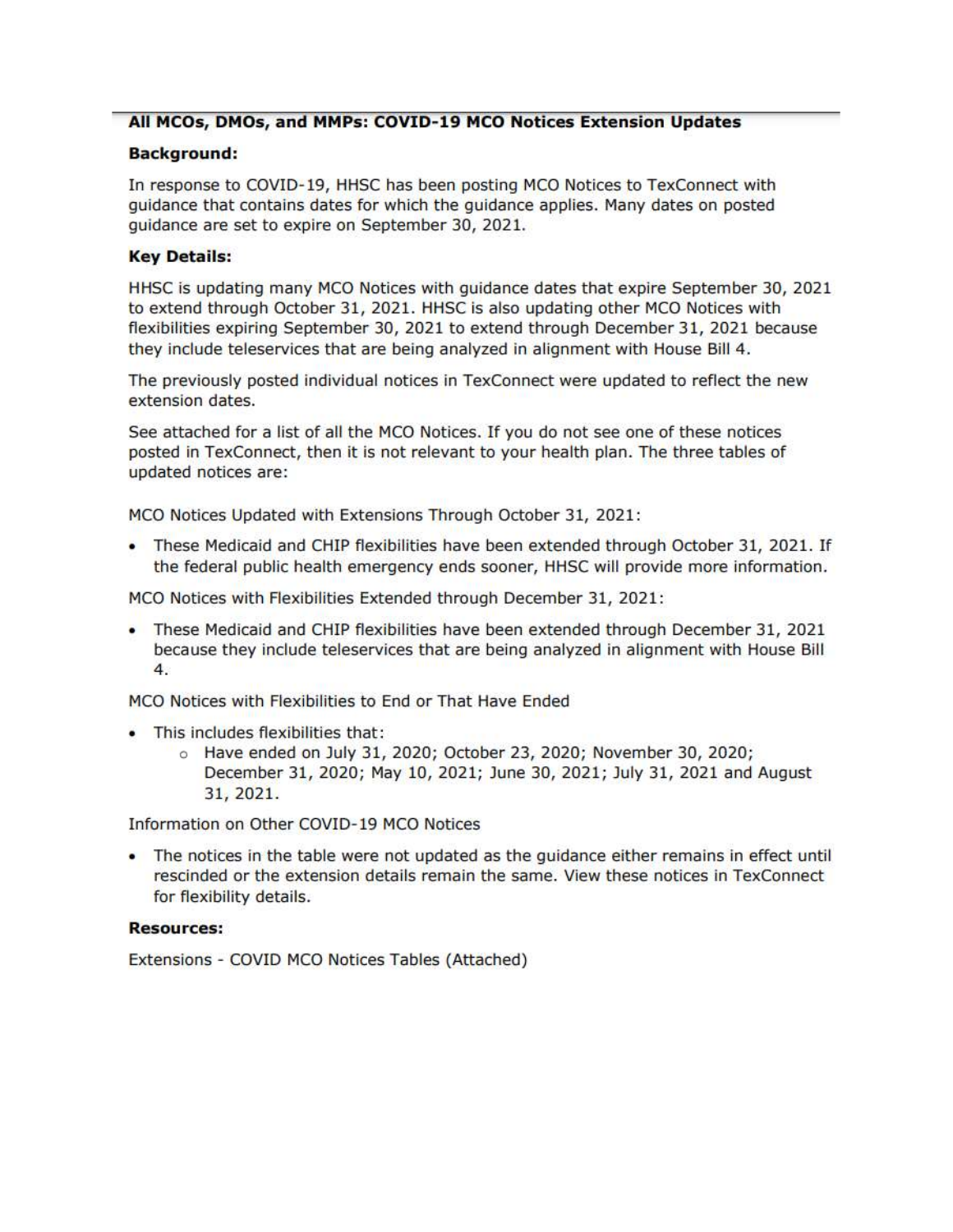## All MCOs, DMOs, and MMPs: COVID-19 MCO Notices Extension Updates

**Background:**

In response to COVID-19, HHSC has been posting MCO Notices to TexConnect with guidance that contains dates for which the guidance applies. Many dates on posted guidance are set to expire on September 30, 2021.

**Key Details:**

HHSC is updating many MCO Notices with guidance dates that expire September 30, 2021 to extend through October 31, 2021. HHSC is also updating other MCO Notices with flexibilities expiring September 30, 2021 to extend through December 31, 2021 because they include teleservices that are being analyzed in alignment with House Bill 4.

The previously posted individual notices in TexConnect were updated to reflect the new extension dates.

See attached for a list of all the MCO Notices. If you do not see one of these notices posted in TexConnect, then it is not relevant to your health plan. The three tables of updated notices are:

MCO Notices Updated with Extensions Through October 31, 2021:

- These Medicaid and CHIP flexibilities have been extended through October 31, 2021. If the federal public health emergency ends sooner, HHSC will provide more information.

MCO Notices with Flexibilities Extended through December 31, 2021:

- These Medicaid and CHIP flexibilities have been extended through December 31, 2021 because they include teleservices that are being analyzed in alignment with House Bill 4.

MCO Notices with Flexibilities to End or That Have Ended

- This includes flexibilities that:
    - Have ended on July 31, 2020; October 23, 2020; November 30, 2020; December 31, 2020; May 10, 2021; June 30, 2021; July 31, 2021 and August 31, 2021.

Information on Other COVID-19 MCO Notices

- The notices in the table were not updated as the guidance either remains in effect until rescinded or the extension details remain the same. View these notices in TexConnect for flexibility details.

**Resources:**

Extensions - COVID MCO Notices Tables (Attached)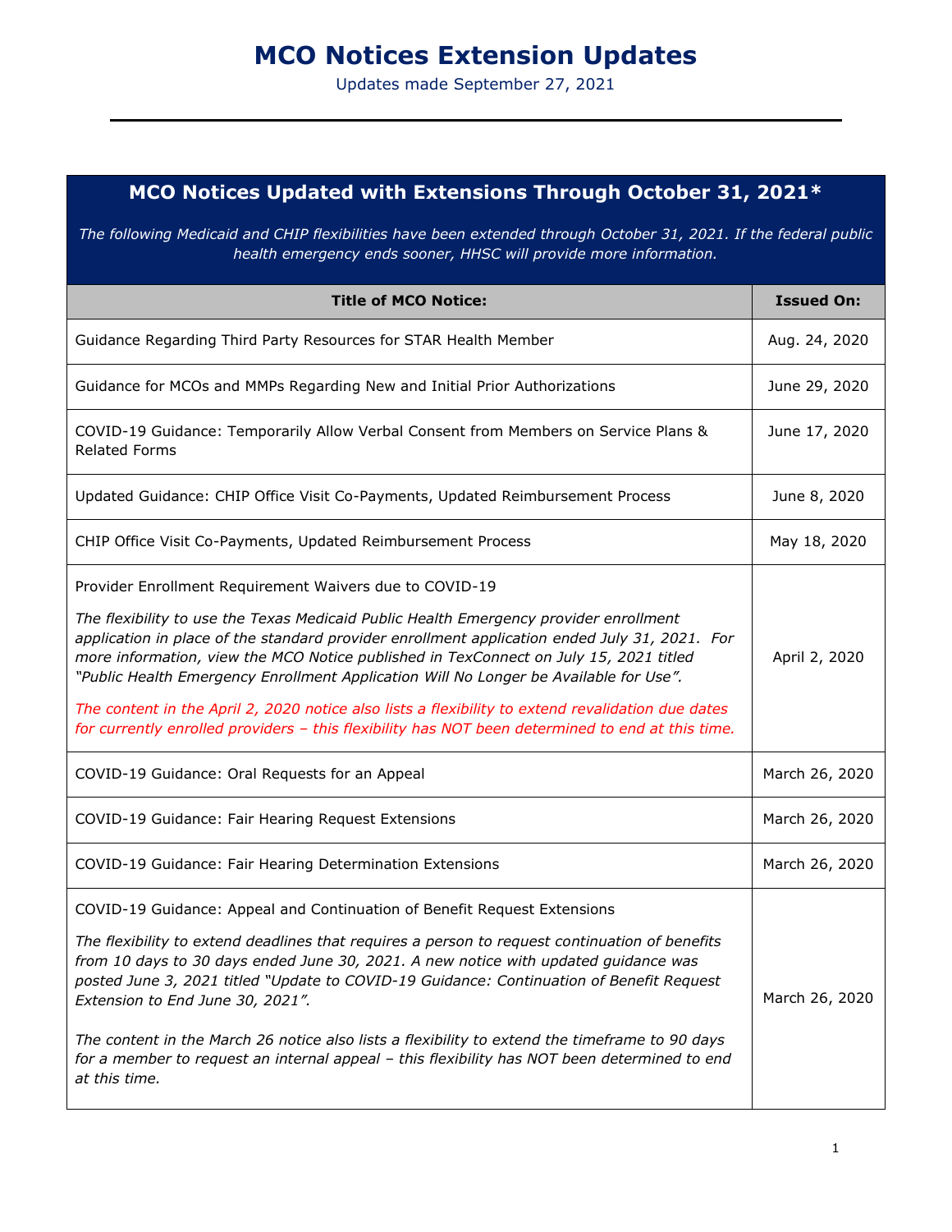# MCO Notices Extension Updates

Updates made September 27, 2021

## MCO Notices Updated with Extensions Through October 31, 2021*

*The following Medicaid and CHIP flexibilities have been extended through October 31, 2021. If the federal public health emergency ends sooner, HHSC will provide more information.*

| Title of MCO Notice: | Issued On: |
|---|---|
| Guidance Regarding Third Party Resources for STAR Health Member | Aug. 24, 2020 |
| Guidance for MCOs and MMPs Regarding New and Initial Prior Authorizations | June 29, 2020 |
| COVID-19 Guidance: Temporarily Allow Verbal Consent from Members on Service Plans & Related Forms | June 17, 2020 |
| Updated Guidance: CHIP Office Visit Co-Payments, Updated Reimbursement Process | June 8, 2020 |
| CHIP Office Visit Co-Payments, Updated Reimbursement Process | May 18, 2020 |
| Provider Enrollment Requirement Waivers due to COVID-19<br><br>*The flexibility to use the Texas Medicaid Public Health Emergency provider enrollment application in place of the standard provider enrollment application ended July 31, 2021. For more information, view the MCO Notice published in TexConnect on July 15, 2021 titled "Public Health Emergency Enrollment Application Will No Longer be Available for Use".*<br><br>*The content in the April 2, 2020 notice also lists a flexibility to extend revalidation due dates for currently enrolled providers – this flexibility has NOT been determined to end at this time.* | April 2, 2020 |
| COVID-19 Guidance: Oral Requests for an Appeal | March 26, 2020 |
| COVID-19 Guidance: Fair Hearing Request Extensions | March 26, 2020 |
| COVID-19 Guidance: Fair Hearing Determination Extensions | March 26, 2020 |
| COVID-19 Guidance: Appeal and Continuation of Benefit Request Extensions<br><br>*The flexibility to extend deadlines that requires a person to request continuation of benefits from 10 days to 30 days ended June 30, 2021. A new notice with updated guidance was posted June 3, 2021 titled "Update to COVID-19 Guidance: Continuation of Benefit Request Extension to End June 30, 2021".*<br><br>*The content in the March 26 notice also lists a flexibility to extend the timeframe to 90 days for a member to request an internal appeal – this flexibility has NOT been determined to end at this time.* | March 26, 2020 |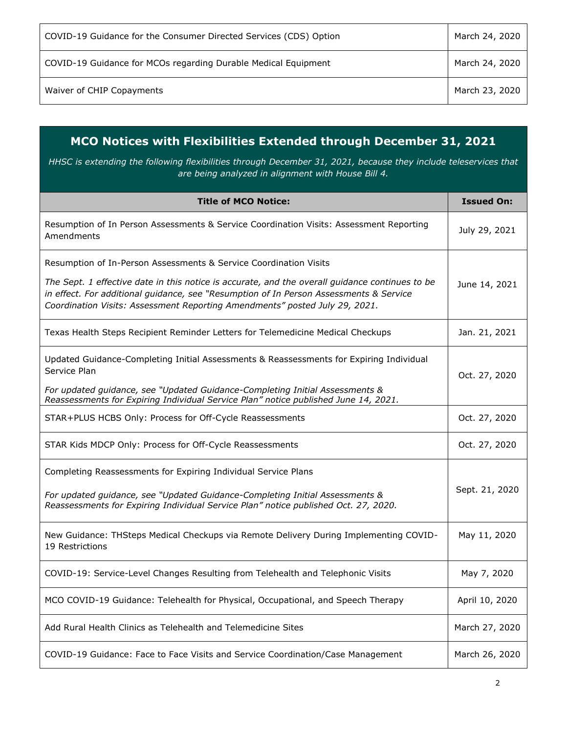| | |
|---|---|
| COVID-19 Guidance for the Consumer Directed Services (CDS) Option | March 24, 2020 |
| COVID-19 Guidance for MCOs regarding Durable Medical Equipment | March 24, 2020 |
| Waiver of CHIP Copayments | March 23, 2020 |

## MCO Notices with Flexibilities Extended through December 31, 2021

*HHSC is extending the following flexibilities through December 31, 2021, because they include teleservices that are being analyzed in alignment with House Bill 4.*

| Title of MCO Notice: | Issued On: |
|---|---|
| Resumption of In Person Assessments & Service Coordination Visits: Assessment Reporting Amendments | July 29, 2021 |
| Resumption of In-Person Assessments & Service Coordination Visits<br><br>*The Sept. 1 effective date in this notice is accurate, and the overall guidance continues to be in effect. For additional guidance, see "Resumption of In Person Assessments & Service Coordination Visits: Assessment Reporting Amendments" posted July 29, 2021.* | June 14, 2021 |
| Texas Health Steps Recipient Reminder Letters for Telemedicine Medical Checkups | Jan. 21, 2021 |
| Updated Guidance-Completing Initial Assessments & Reassessments for Expiring Individual Service Plan<br><br>*For updated guidance, see "Updated Guidance-Completing Initial Assessments & Reassessments for Expiring Individual Service Plan" notice published June 14, 2021.* | Oct. 27, 2020 |
| STAR+PLUS HCBS Only: Process for Off-Cycle Reassessments | Oct. 27, 2020 |
| STAR Kids MDCP Only: Process for Off-Cycle Reassessments | Oct. 27, 2020 |
| Completing Reassessments for Expiring Individual Service Plans<br><br>*For updated guidance, see "Updated Guidance-Completing Initial Assessments & Reassessments for Expiring Individual Service Plan" notice published Oct. 27, 2020.* | Sept. 21, 2020 |
| New Guidance: THSteps Medical Checkups via Remote Delivery During Implementing COVID-19 Restrictions | May 11, 2020 |
| COVID-19: Service-Level Changes Resulting from Telehealth and Telephonic Visits | May 7, 2020 |
| MCO COVID-19 Guidance: Telehealth for Physical, Occupational, and Speech Therapy | April 10, 2020 |
| Add Rural Health Clinics as Telehealth and Telemedicine Sites | March 27, 2020 |
| COVID-19 Guidance: Face to Face Visits and Service Coordination/Case Management | March 26, 2020 |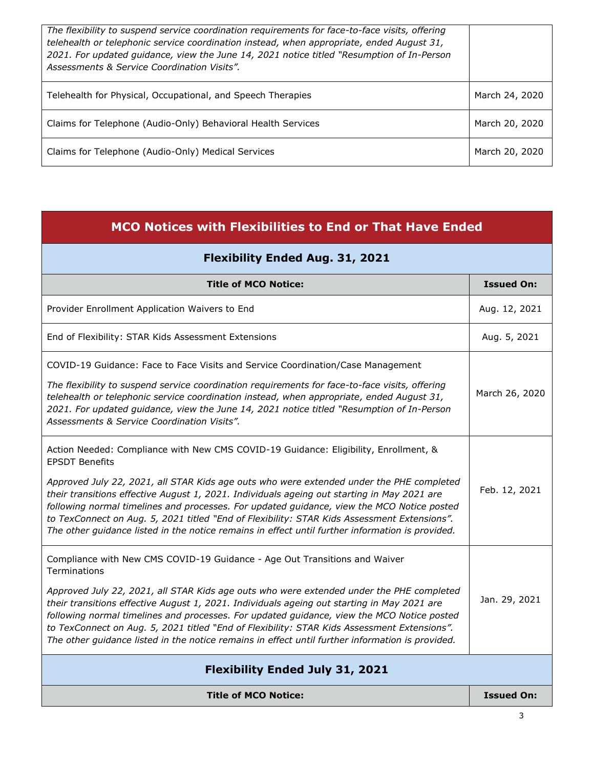| | |
|---|---|
| *The flexibility to suspend service coordination requirements for face-to-face visits, offering telehealth or telephonic service coordination instead, when appropriate, ended August 31, 2021. For updated guidance, view the June 14, 2021 notice titled "Resumption of In-Person Assessments & Service Coordination Visits".* | |
| Telehealth for Physical, Occupational, and Speech Therapies | March 24, 2020 |
| Claims for Telephone (Audio-Only) Behavioral Health Services | March 20, 2020 |
| Claims for Telephone (Audio-Only) Medical Services | March 20, 2020 |

## MCO Notices with Flexibilities to End or That Have Ended

### Flexibility Ended Aug. 31, 2021

| Title of MCO Notice: | Issued On: |
|---|---|
| Provider Enrollment Application Waivers to End | Aug. 12, 2021 |
| End of Flexibility: STAR Kids Assessment Extensions | Aug. 5, 2021 |
| COVID-19 Guidance: Face to Face Visits and Service Coordination/Case Management<br><br>*The flexibility to suspend service coordination requirements for face-to-face visits, offering telehealth or telephonic service coordination instead, when appropriate, ended August 31, 2021. For updated guidance, view the June 14, 2021 notice titled "Resumption of In-Person Assessments & Service Coordination Visits".* | March 26, 2020 |
| Action Needed: Compliance with New CMS COVID-19 Guidance: Eligibility, Enrollment, & EPSDT Benefits<br><br>*Approved July 22, 2021, all STAR Kids age outs who were extended under the PHE completed their transitions effective August 1, 2021. Individuals ageing out starting in May 2021 are following normal timelines and processes. For updated guidance, view the MCO Notice posted to TexConnect on Aug. 5, 2021 titled "End of Flexibility: STAR Kids Assessment Extensions". The other guidance listed in the notice remains in effect until further information is provided.* | Feb. 12, 2021 |
| Compliance with New CMS COVID-19 Guidance - Age Out Transitions and Waiver Terminations<br><br>*Approved July 22, 2021, all STAR Kids age outs who were extended under the PHE completed their transitions effective August 1, 2021. Individuals ageing out starting in May 2021 are following normal timelines and processes. For updated guidance, view the MCO Notice posted to TexConnect on Aug. 5, 2021 titled "End of Flexibility: STAR Kids Assessment Extensions". The other guidance listed in the notice remains in effect until further information is provided.* | Jan. 29, 2021 |

### Flexibility Ended July 31, 2021

| Title of MCO Notice: | Issued On: |
|---|---|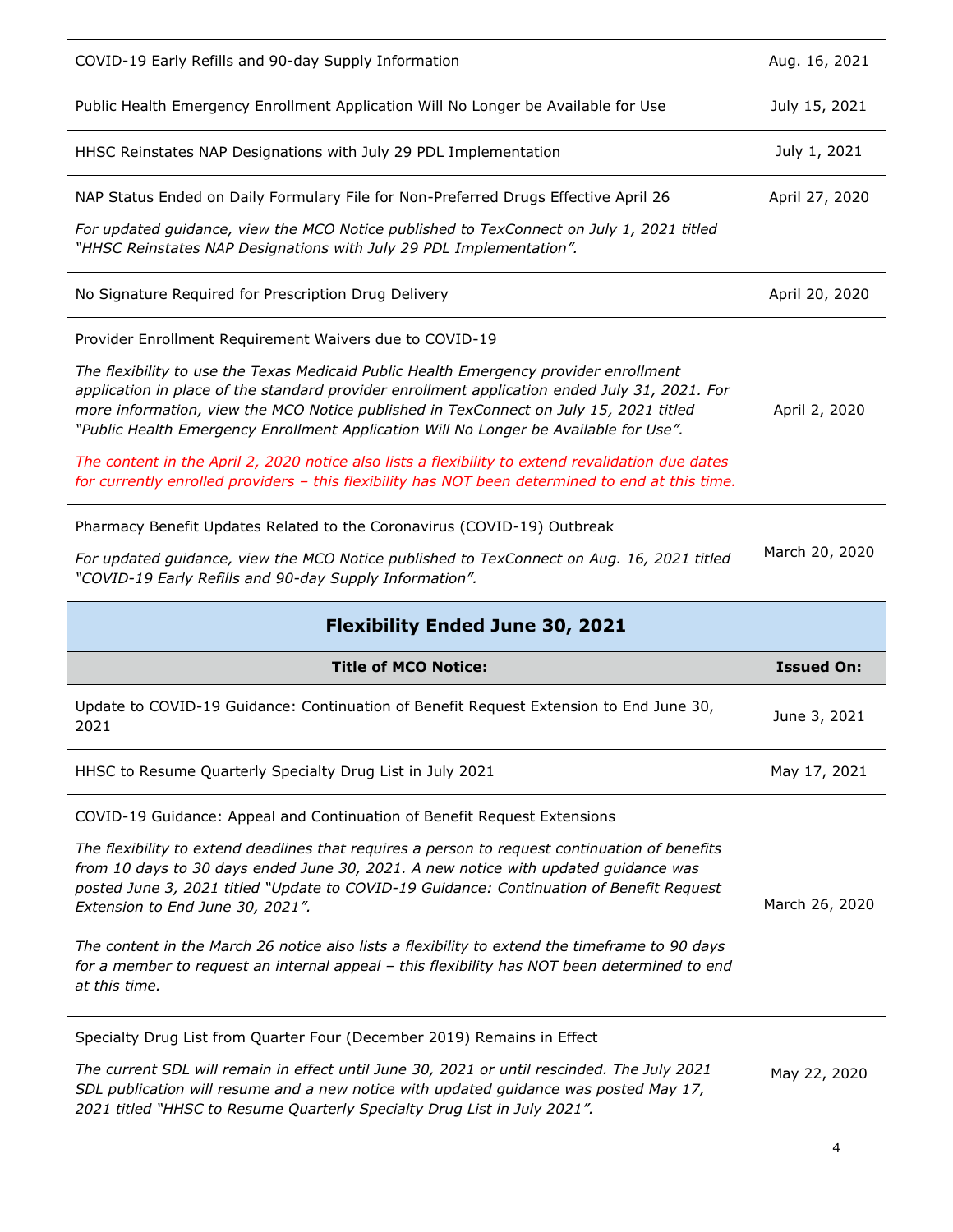| | |
|---|---|
| COVID-19 Early Refills and 90-day Supply Information | Aug. 16, 2021 |
| Public Health Emergency Enrollment Application Will No Longer be Available for Use | July 15, 2021 |
| HHSC Reinstates NAP Designations with July 29 PDL Implementation | July 1, 2021 |
| NAP Status Ended on Daily Formulary File for Non-Preferred Drugs Effective April 26<br><br>*For updated guidance, view the MCO Notice published to TexConnect on July 1, 2021 titled "HHSC Reinstates NAP Designations with July 29 PDL Implementation".* | April 27, 2020 |
| No Signature Required for Prescription Drug Delivery | April 20, 2020 |
| Provider Enrollment Requirement Waivers due to COVID-19<br><br>*The flexibility to use the Texas Medicaid Public Health Emergency provider enrollment application in place of the standard provider enrollment application ended July 31, 2021. For more information, view the MCO Notice published in TexConnect on July 15, 2021 titled "Public Health Emergency Enrollment Application Will No Longer be Available for Use".*<br><br>*The content in the April 2, 2020 notice also lists a flexibility to extend revalidation due dates for currently enrolled providers – this flexibility has NOT been determined to end at this time.* | April 2, 2020 |
| Pharmacy Benefit Updates Related to the Coronavirus (COVID-19) Outbreak<br><br>*For updated guidance, view the MCO Notice published to TexConnect on Aug. 16, 2021 titled "COVID-19 Early Refills and 90-day Supply Information".* | March 20, 2020 |

## Flexibility Ended June 30, 2021

| Title of MCO Notice: | Issued On: |
|---|---|
| Update to COVID-19 Guidance: Continuation of Benefit Request Extension to End June 30, 2021 | June 3, 2021 |
| HHSC to Resume Quarterly Specialty Drug List in July 2021 | May 17, 2021 |
| COVID-19 Guidance: Appeal and Continuation of Benefit Request Extensions<br><br>*The flexibility to extend deadlines that requires a person to request continuation of benefits from 10 days to 30 days ended June 30, 2021. A new notice with updated guidance was posted June 3, 2021 titled "Update to COVID-19 Guidance: Continuation of Benefit Request Extension to End June 30, 2021".*<br><br>*The content in the March 26 notice also lists a flexibility to extend the timeframe to 90 days for a member to request an internal appeal – this flexibility has NOT been determined to end at this time.* | March 26, 2020 |
| Specialty Drug List from Quarter Four (December 2019) Remains in Effect<br><br>*The current SDL will remain in effect until June 30, 2021 or until rescinded. The July 2021 SDL publication will resume and a new notice with updated guidance was posted May 17, 2021 titled "HHSC to Resume Quarterly Specialty Drug List in July 2021".* | May 22, 2020 |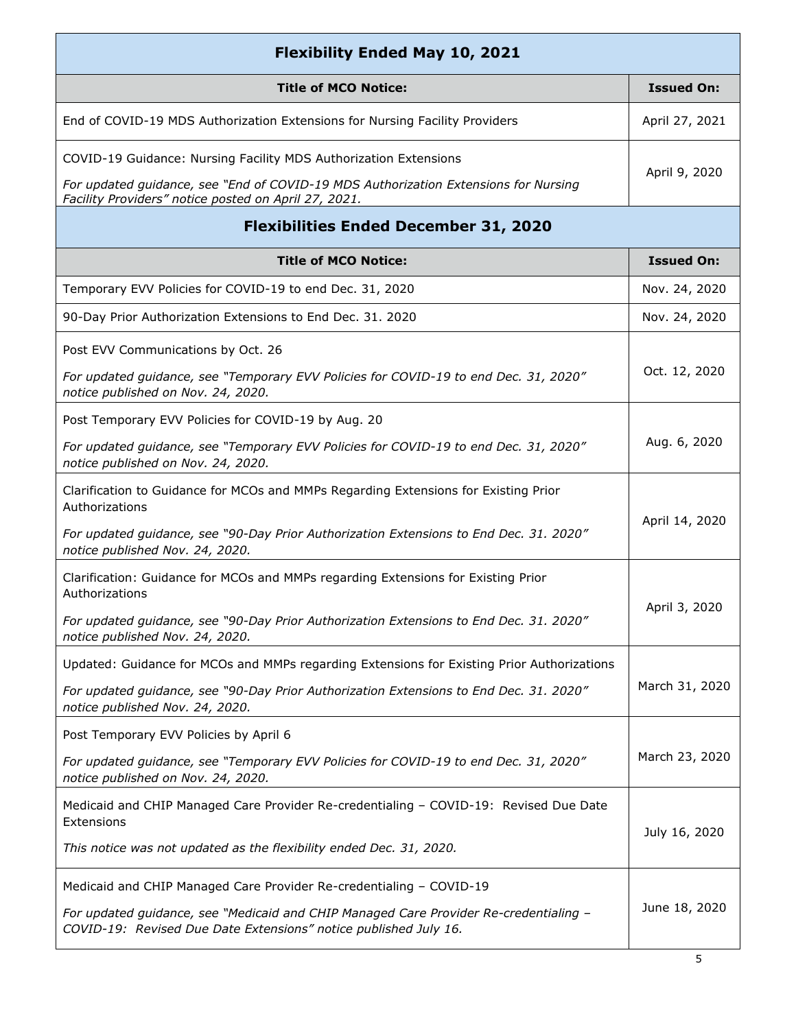## Flexibility Ended May 10, 2021

| Title of MCO Notice: | Issued On: |
|---|---|
| End of COVID-19 MDS Authorization Extensions for Nursing Facility Providers | April 27, 2021 |
| COVID-19 Guidance: Nursing Facility MDS Authorization Extensions<br><br>*For updated guidance, see "End of COVID-19 MDS Authorization Extensions for Nursing Facility Providers" notice posted on April 27, 2021.* | April 9, 2020 |

## Flexibilities Ended December 31, 2020

| Title of MCO Notice: | Issued On: |
|---|---|
| Temporary EVV Policies for COVID-19 to end Dec. 31, 2020 | Nov. 24, 2020 |
| 90-Day Prior Authorization Extensions to End Dec. 31. 2020 | Nov. 24, 2020 |
| Post EVV Communications by Oct. 26<br><br>*For updated guidance, see "Temporary EVV Policies for COVID-19 to end Dec. 31, 2020" notice published on Nov. 24, 2020.* | Oct. 12, 2020 |
| Post Temporary EVV Policies for COVID-19 by Aug. 20<br><br>*For updated guidance, see "Temporary EVV Policies for COVID-19 to end Dec. 31, 2020" notice published on Nov. 24, 2020.* | Aug. 6, 2020 |
| Clarification to Guidance for MCOs and MMPs Regarding Extensions for Existing Prior Authorizations<br><br>*For updated guidance, see "90-Day Prior Authorization Extensions to End Dec. 31. 2020" notice published Nov. 24, 2020.* | April 14, 2020 |
| Clarification: Guidance for MCOs and MMPs regarding Extensions for Existing Prior Authorizations<br><br>*For updated guidance, see "90-Day Prior Authorization Extensions to End Dec. 31. 2020" notice published Nov. 24, 2020.* | April 3, 2020 |
| Updated: Guidance for MCOs and MMPs regarding Extensions for Existing Prior Authorizations<br><br>*For updated guidance, see "90-Day Prior Authorization Extensions to End Dec. 31. 2020" notice published Nov. 24, 2020.* | March 31, 2020 |
| Post Temporary EVV Policies by April 6<br><br>*For updated guidance, see "Temporary EVV Policies for COVID-19 to end Dec. 31, 2020" notice published on Nov. 24, 2020.* | March 23, 2020 |
| Medicaid and CHIP Managed Care Provider Re-credentialing – COVID-19: Revised Due Date Extensions<br><br>*This notice was not updated as the flexibility ended Dec. 31, 2020.* | July 16, 2020 |
| Medicaid and CHIP Managed Care Provider Re-credentialing – COVID-19<br><br>*For updated guidance, see "Medicaid and CHIP Managed Care Provider Re-credentialing – COVID-19: Revised Due Date Extensions" notice published July 16.* | June 18, 2020 |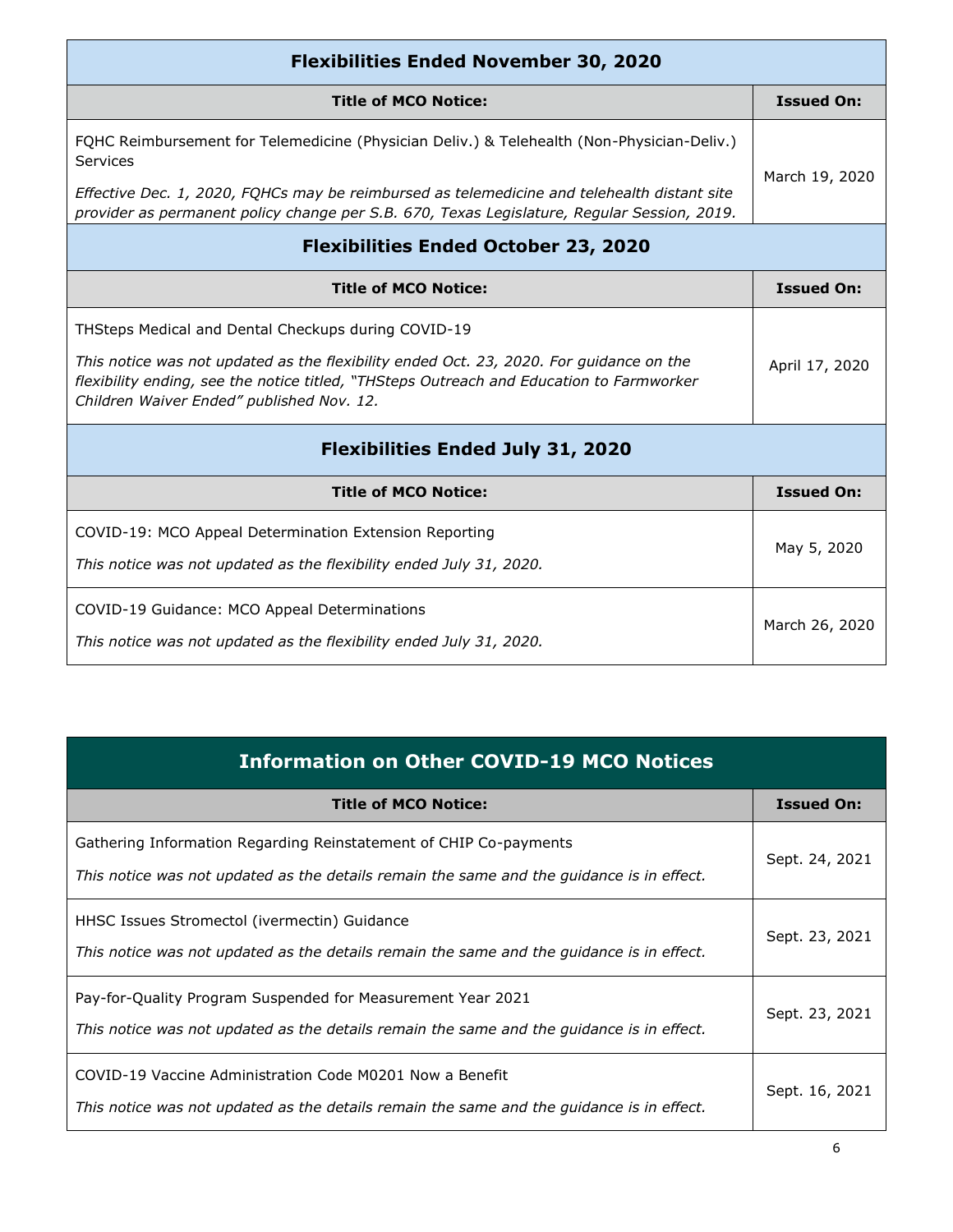| Flexibilities Ended November 30, 2020 | |
|---|---|
| **Title of MCO Notice:** | **Issued On:** |
| FQHC Reimbursement for Telemedicine (Physician Deliv.) & Telehealth (Non-Physician-Deliv.) Services<br>*Effective Dec. 1, 2020, FQHCs may be reimbursed as telemedicine and telehealth distant site provider as permanent policy change per S.B. 670, Texas Legislature, Regular Session, 2019.* | March 19, 2020 |

| Flexibilities Ended October 23, 2020 | |
|---|---|
| **Title of MCO Notice:** | **Issued On:** |
| THSteps Medical and Dental Checkups during COVID-19<br>*This notice was not updated as the flexibility ended Oct. 23, 2020. For guidance on the flexibility ending, see the notice titled, "THSteps Outreach and Education to Farmworker Children Waiver Ended" published Nov. 12.* | April 17, 2020 |

| Flexibilities Ended July 31, 2020 | |
|---|---|
| **Title of MCO Notice:** | **Issued On:** |
| COVID-19: MCO Appeal Determination Extension Reporting<br>*This notice was not updated as the flexibility ended July 31, 2020.* | May 5, 2020 |
| COVID-19 Guidance: MCO Appeal Determinations<br>*This notice was not updated as the flexibility ended July 31, 2020.* | March 26, 2020 |

| Information on Other COVID-19 MCO Notices | |
|---|---|
| **Title of MCO Notice:** | **Issued On:** |
| Gathering Information Regarding Reinstatement of CHIP Co-payments<br>*This notice was not updated as the details remain the same and the guidance is in effect.* | Sept. 24, 2021 |
| HHSC Issues Stromectol (ivermectin) Guidance<br>*This notice was not updated as the details remain the same and the guidance is in effect.* | Sept. 23, 2021 |
| Pay-for-Quality Program Suspended for Measurement Year 2021<br>*This notice was not updated as the details remain the same and the guidance is in effect.* | Sept. 23, 2021 |
| COVID-19 Vaccine Administration Code M0201 Now a Benefit<br>*This notice was not updated as the details remain the same and the guidance is in effect.* | Sept. 16, 2021 |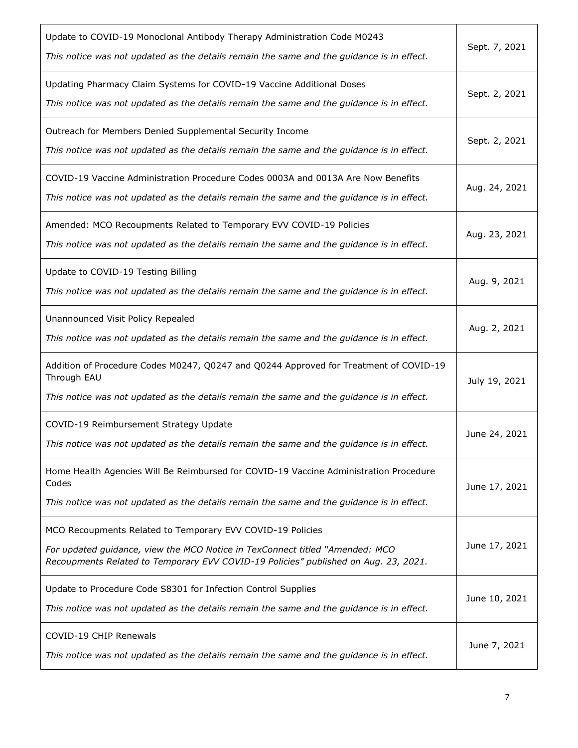| | |
|---|---|
| Update to COVID-19 Monoclonal Antibody Therapy Administration Code M0243<br><br>*This notice was not updated as the details remain the same and the guidance is in effect.* | Sept. 7, 2021 |
| Updating Pharmacy Claim Systems for COVID-19 Vaccine Additional Doses<br><br>*This notice was not updated as the details remain the same and the guidance is in effect.* | Sept. 2, 2021 |
| Outreach for Members Denied Supplemental Security Income<br><br>*This notice was not updated as the details remain the same and the guidance is in effect.* | Sept. 2, 2021 |
| COVID-19 Vaccine Administration Procedure Codes 0003A and 0013A Are Now Benefits<br><br>*This notice was not updated as the details remain the same and the guidance is in effect.* | Aug. 24, 2021 |
| Amended: MCO Recoupments Related to Temporary EVV COVID-19 Policies<br><br>*This notice was not updated as the details remain the same and the guidance is in effect.* | Aug. 23, 2021 |
| Update to COVID-19 Testing Billing<br><br>*This notice was not updated as the details remain the same and the guidance is in effect.* | Aug. 9, 2021 |
| Unannounced Visit Policy Repealed<br><br>*This notice was not updated as the details remain the same and the guidance is in effect.* | Aug. 2, 2021 |
| Addition of Procedure Codes M0247, Q0247 and Q0244 Approved for Treatment of COVID-19 Through EAU<br><br>*This notice was not updated as the details remain the same and the guidance is in effect.* | July 19, 2021 |
| COVID-19 Reimbursement Strategy Update<br><br>*This notice was not updated as the details remain the same and the guidance is in effect.* | June 24, 2021 |
| Home Health Agencies Will Be Reimbursed for COVID-19 Vaccine Administration Procedure Codes<br><br>*This notice was not updated as the details remain the same and the guidance is in effect.* | June 17, 2021 |
| MCO Recoupments Related to Temporary EVV COVID-19 Policies<br><br>*For updated guidance, view the MCO Notice in TexConnect titled "Amended: MCO Recoupments Related to Temporary EVV COVID-19 Policies" published on Aug. 23, 2021.* | June 17, 2021 |
| Update to Procedure Code S8301 for Infection Control Supplies<br><br>*This notice was not updated as the details remain the same and the guidance is in effect.* | June 10, 2021 |
| COVID-19 CHIP Renewals<br><br>*This notice was not updated as the details remain the same and the guidance is in effect.* | June 7, 2021 |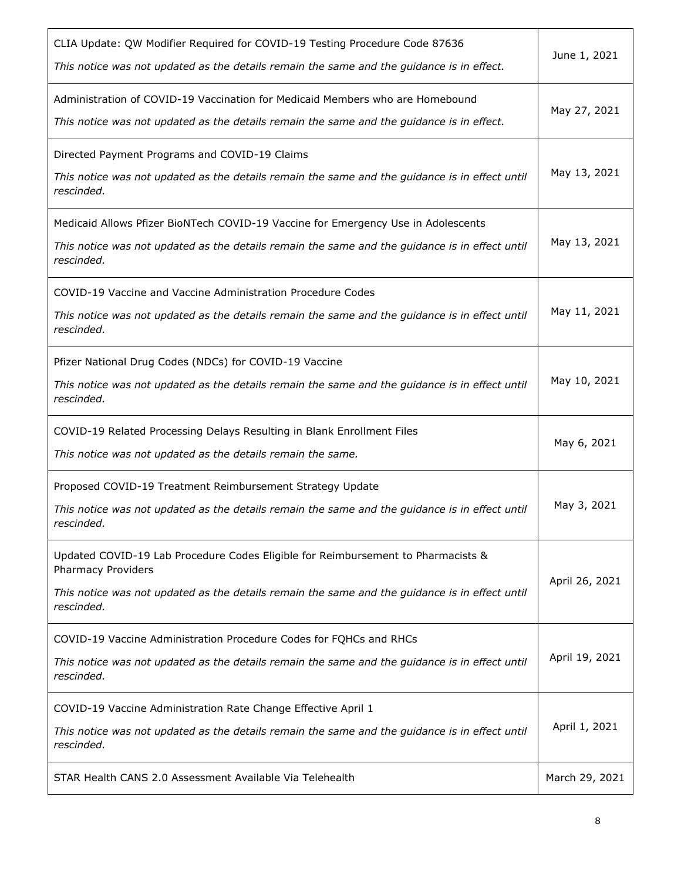| | |
|---|---|
| CLIA Update: QW Modifier Required for COVID-19 Testing Procedure Code 87636<br><br>*This notice was not updated as the details remain the same and the guidance is in effect.* | June 1, 2021 |
| Administration of COVID-19 Vaccination for Medicaid Members who are Homebound<br><br>*This notice was not updated as the details remain the same and the guidance is in effect.* | May 27, 2021 |
| Directed Payment Programs and COVID-19 Claims<br><br>*This notice was not updated as the details remain the same and the guidance is in effect until rescinded.* | May 13, 2021 |
| Medicaid Allows Pfizer BioNTech COVID-19 Vaccine for Emergency Use in Adolescents<br><br>*This notice was not updated as the details remain the same and the guidance is in effect until rescinded.* | May 13, 2021 |
| COVID-19 Vaccine and Vaccine Administration Procedure Codes<br><br>*This notice was not updated as the details remain the same and the guidance is in effect until rescinded.* | May 11, 2021 |
| Pfizer National Drug Codes (NDCs) for COVID-19 Vaccine<br><br>*This notice was not updated as the details remain the same and the guidance is in effect until rescinded.* | May 10, 2021 |
| COVID-19 Related Processing Delays Resulting in Blank Enrollment Files<br><br>*This notice was not updated as the details remain the same.* | May 6, 2021 |
| Proposed COVID-19 Treatment Reimbursement Strategy Update<br><br>*This notice was not updated as the details remain the same and the guidance is in effect until rescinded.* | May 3, 2021 |
| Updated COVID-19 Lab Procedure Codes Eligible for Reimbursement to Pharmacists & Pharmacy Providers<br><br>*This notice was not updated as the details remain the same and the guidance is in effect until rescinded.* | April 26, 2021 |
| COVID-19 Vaccine Administration Procedure Codes for FQHCs and RHCs<br><br>*This notice was not updated as the details remain the same and the guidance is in effect until rescinded.* | April 19, 2021 |
| COVID-19 Vaccine Administration Rate Change Effective April 1<br><br>*This notice was not updated as the details remain the same and the guidance is in effect until rescinded.* | April 1, 2021 |
| STAR Health CANS 2.0 Assessment Available Via Telehealth | March 29, 2021 |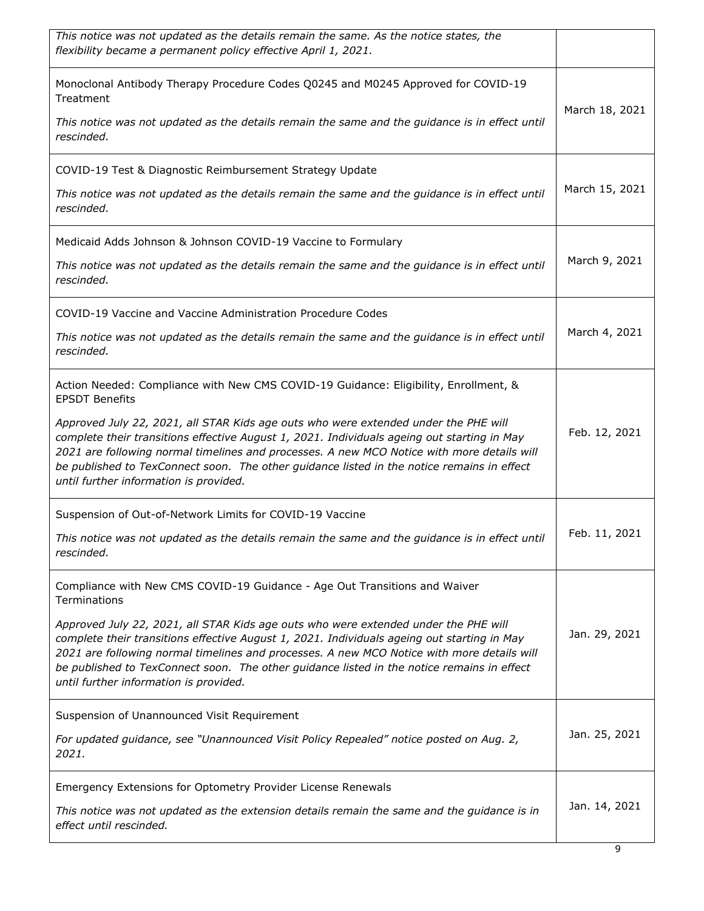| | |
|---|---|
| *This notice was not updated as the details remain the same. As the notice states, the flexibility became a permanent policy effective April 1, 2021.* | |
| Monoclonal Antibody Therapy Procedure Codes Q0245 and M0245 Approved for COVID-19 Treatment<br><br>*This notice was not updated as the details remain the same and the guidance is in effect until rescinded.* | March 18, 2021 |
| COVID-19 Test & Diagnostic Reimbursement Strategy Update<br><br>*This notice was not updated as the details remain the same and the guidance is in effect until rescinded.* | March 15, 2021 |
| Medicaid Adds Johnson & Johnson COVID-19 Vaccine to Formulary<br><br>*This notice was not updated as the details remain the same and the guidance is in effect until rescinded.* | March 9, 2021 |
| COVID-19 Vaccine and Vaccine Administration Procedure Codes<br><br>*This notice was not updated as the details remain the same and the guidance is in effect until rescinded.* | March 4, 2021 |
| Action Needed: Compliance with New CMS COVID-19 Guidance: Eligibility, Enrollment, & EPSDT Benefits<br><br>*Approved July 22, 2021, all STAR Kids age outs who were extended under the PHE will complete their transitions effective August 1, 2021. Individuals ageing out starting in May 2021 are following normal timelines and processes. A new MCO Notice with more details will be published to TexConnect soon. The other guidance listed in the notice remains in effect until further information is provided.* | Feb. 12, 2021 |
| Suspension of Out-of-Network Limits for COVID-19 Vaccine<br><br>*This notice was not updated as the details remain the same and the guidance is in effect until rescinded.* | Feb. 11, 2021 |
| Compliance with New CMS COVID-19 Guidance - Age Out Transitions and Waiver Terminations<br><br>*Approved July 22, 2021, all STAR Kids age outs who were extended under the PHE will complete their transitions effective August 1, 2021. Individuals ageing out starting in May 2021 are following normal timelines and processes. A new MCO Notice with more details will be published to TexConnect soon. The other guidance listed in the notice remains in effect until further information is provided.* | Jan. 29, 2021 |
| Suspension of Unannounced Visit Requirement<br><br>*For updated guidance, see "Unannounced Visit Policy Repealed" notice posted on Aug. 2, 2021.* | Jan. 25, 2021 |
| Emergency Extensions for Optometry Provider License Renewals<br><br>*This notice was not updated as the extension details remain the same and the guidance is in effect until rescinded.* | Jan. 14, 2021 |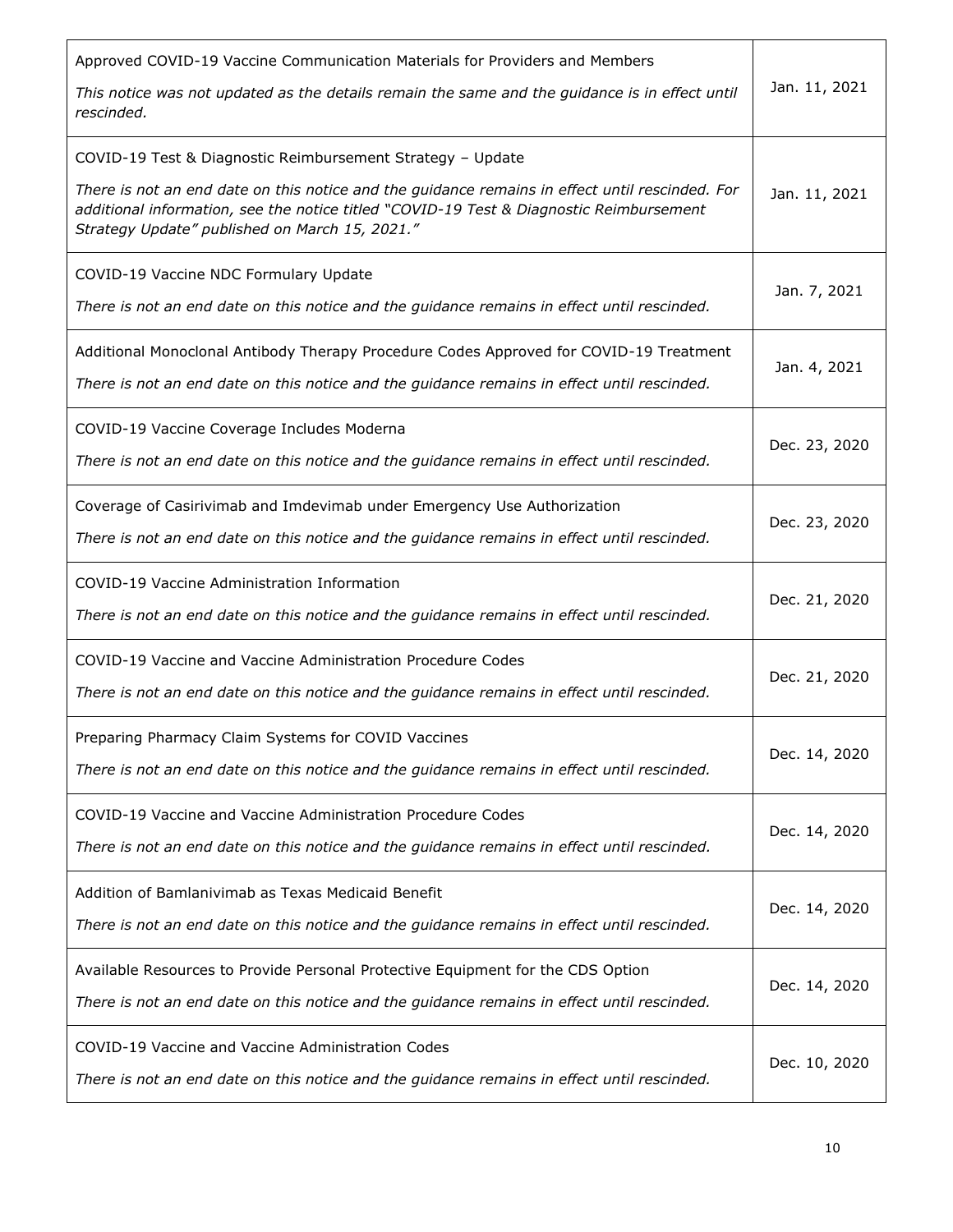| | |
|---|---|
| Approved COVID-19 Vaccine Communication Materials for Providers and Members<br><br>*This notice was not updated as the details remain the same and the guidance is in effect until rescinded.* | Jan. 11, 2021 |
| COVID-19 Test & Diagnostic Reimbursement Strategy – Update<br><br>*There is not an end date on this notice and the guidance remains in effect until rescinded. For additional information, see the notice titled "COVID-19 Test & Diagnostic Reimbursement Strategy Update" published on March 15, 2021."* | Jan. 11, 2021 |
| COVID-19 Vaccine NDC Formulary Update<br><br>*There is not an end date on this notice and the guidance remains in effect until rescinded.* | Jan. 7, 2021 |
| Additional Monoclonal Antibody Therapy Procedure Codes Approved for COVID-19 Treatment<br><br>*There is not an end date on this notice and the guidance remains in effect until rescinded.* | Jan. 4, 2021 |
| COVID-19 Vaccine Coverage Includes Moderna<br><br>*There is not an end date on this notice and the guidance remains in effect until rescinded.* | Dec. 23, 2020 |
| Coverage of Casirivimab and Imdevimab under Emergency Use Authorization<br><br>*There is not an end date on this notice and the guidance remains in effect until rescinded.* | Dec. 23, 2020 |
| COVID-19 Vaccine Administration Information<br><br>*There is not an end date on this notice and the guidance remains in effect until rescinded.* | Dec. 21, 2020 |
| COVID-19 Vaccine and Vaccine Administration Procedure Codes<br><br>*There is not an end date on this notice and the guidance remains in effect until rescinded.* | Dec. 21, 2020 |
| Preparing Pharmacy Claim Systems for COVID Vaccines<br><br>*There is not an end date on this notice and the guidance remains in effect until rescinded.* | Dec. 14, 2020 |
| COVID-19 Vaccine and Vaccine Administration Procedure Codes<br><br>*There is not an end date on this notice and the guidance remains in effect until rescinded.* | Dec. 14, 2020 |
| Addition of Bamlanivimab as Texas Medicaid Benefit<br><br>*There is not an end date on this notice and the guidance remains in effect until rescinded.* | Dec. 14, 2020 |
| Available Resources to Provide Personal Protective Equipment for the CDS Option<br><br>*There is not an end date on this notice and the guidance remains in effect until rescinded.* | Dec. 14, 2020 |
| COVID-19 Vaccine and Vaccine Administration Codes<br><br>*There is not an end date on this notice and the guidance remains in effect until rescinded.* | Dec. 10, 2020 |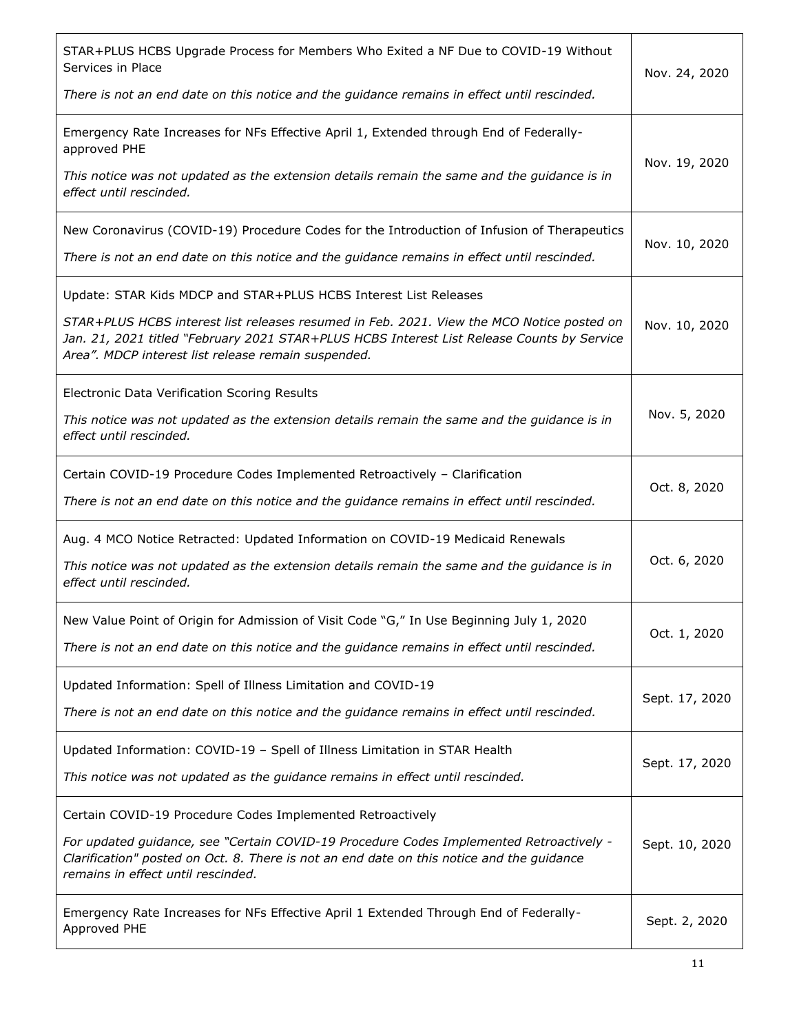| | |
|---|---|
| STAR+PLUS HCBS Upgrade Process for Members Who Exited a NF Due to COVID-19 Without Services in Place<br><br>*There is not an end date on this notice and the guidance remains in effect until rescinded.* | Nov. 24, 2020 |
| Emergency Rate Increases for NFs Effective April 1, Extended through End of Federally-approved PHE<br><br>*This notice was not updated as the extension details remain the same and the guidance is in effect until rescinded.* | Nov. 19, 2020 |
| New Coronavirus (COVID-19) Procedure Codes for the Introduction of Infusion of Therapeutics<br><br>*There is not an end date on this notice and the guidance remains in effect until rescinded.* | Nov. 10, 2020 |
| Update: STAR Kids MDCP and STAR+PLUS HCBS Interest List Releases<br><br>*STAR+PLUS HCBS interest list releases resumed in Feb. 2021. View the MCO Notice posted on Jan. 21, 2021 titled "February 2021 STAR+PLUS HCBS Interest List Release Counts by Service Area". MDCP interest list release remain suspended.* | Nov. 10, 2020 |
| Electronic Data Verification Scoring Results<br><br>*This notice was not updated as the extension details remain the same and the guidance is in effect until rescinded.* | Nov. 5, 2020 |
| Certain COVID-19 Procedure Codes Implemented Retroactively – Clarification<br><br>*There is not an end date on this notice and the guidance remains in effect until rescinded.* | Oct. 8, 2020 |
| Aug. 4 MCO Notice Retracted: Updated Information on COVID-19 Medicaid Renewals<br><br>*This notice was not updated as the extension details remain the same and the guidance is in effect until rescinded.* | Oct. 6, 2020 |
| New Value Point of Origin for Admission of Visit Code "G," In Use Beginning July 1, 2020<br><br>*There is not an end date on this notice and the guidance remains in effect until rescinded.* | Oct. 1, 2020 |
| Updated Information: Spell of Illness Limitation and COVID-19<br><br>*There is not an end date on this notice and the guidance remains in effect until rescinded.* | Sept. 17, 2020 |
| Updated Information: COVID-19 – Spell of Illness Limitation in STAR Health<br><br>*This notice was not updated as the guidance remains in effect until rescinded.* | Sept. 17, 2020 |
| Certain COVID-19 Procedure Codes Implemented Retroactively<br><br>*For updated guidance, see "Certain COVID-19 Procedure Codes Implemented Retroactively - Clarification" posted on Oct. 8. There is not an end date on this notice and the guidance remains in effect until rescinded.* | Sept. 10, 2020 |
| Emergency Rate Increases for NFs Effective April 1 Extended Through End of Federally-Approved PHE | Sept. 2, 2020 |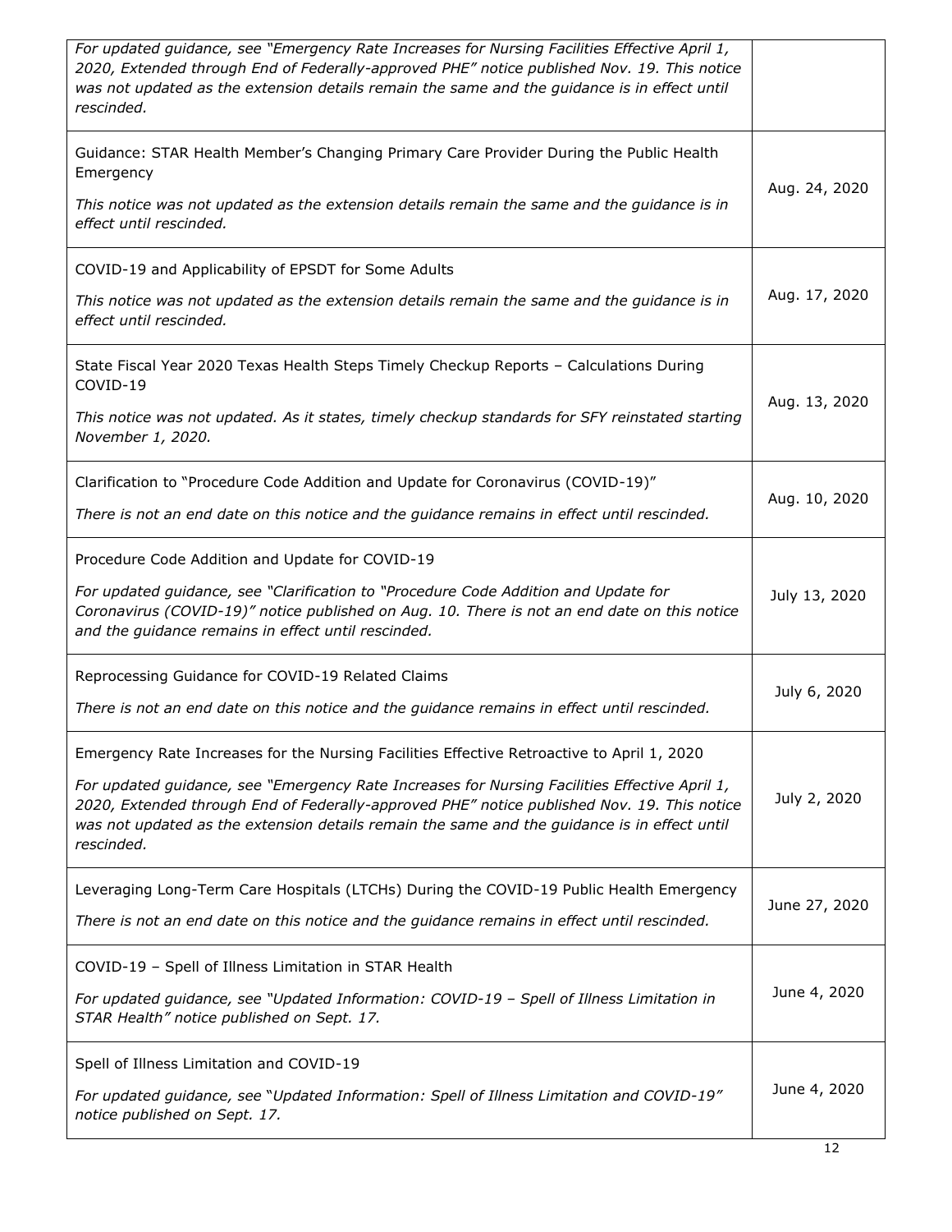| | |
|---|---|
| *For updated guidance, see "Emergency Rate Increases for Nursing Facilities Effective April 1, 2020, Extended through End of Federally-approved PHE" notice published Nov. 19. This notice was not updated as the extension details remain the same and the guidance is in effect until rescinded.* | |
| Guidance: STAR Health Member's Changing Primary Care Provider During the Public Health Emergency<br>*This notice was not updated as the extension details remain the same and the guidance is in effect until rescinded.* | Aug. 24, 2020 |
| COVID-19 and Applicability of EPSDT for Some Adults<br>*This notice was not updated as the extension details remain the same and the guidance is in effect until rescinded.* | Aug. 17, 2020 |
| State Fiscal Year 2020 Texas Health Steps Timely Checkup Reports – Calculations During COVID-19<br>*This notice was not updated. As it states, timely checkup standards for SFY reinstated starting November 1, 2020.* | Aug. 13, 2020 |
| Clarification to "Procedure Code Addition and Update for Coronavirus (COVID-19)"<br>*There is not an end date on this notice and the guidance remains in effect until rescinded.* | Aug. 10, 2020 |
| Procedure Code Addition and Update for COVID-19<br>*For updated guidance, see "Clarification to "Procedure Code Addition and Update for Coronavirus (COVID-19)" notice published on Aug. 10. There is not an end date on this notice and the guidance remains in effect until rescinded.* | July 13, 2020 |
| Reprocessing Guidance for COVID-19 Related Claims<br>*There is not an end date on this notice and the guidance remains in effect until rescinded.* | July 6, 2020 |
| Emergency Rate Increases for the Nursing Facilities Effective Retroactive to April 1, 2020<br>*For updated guidance, see "Emergency Rate Increases for Nursing Facilities Effective April 1, 2020, Extended through End of Federally-approved PHE" notice published Nov. 19. This notice was not updated as the extension details remain the same and the guidance is in effect until rescinded.* | July 2, 2020 |
| Leveraging Long-Term Care Hospitals (LTCHs) During the COVID-19 Public Health Emergency<br>*There is not an end date on this notice and the guidance remains in effect until rescinded.* | June 27, 2020 |
| COVID-19 – Spell of Illness Limitation in STAR Health<br>*For updated guidance, see "Updated Information: COVID-19 – Spell of Illness Limitation in STAR Health" notice published on Sept. 17.* | June 4, 2020 |
| Spell of Illness Limitation and COVID-19<br>*For updated guidance, see "Updated Information: Spell of Illness Limitation and COVID-19" notice published on Sept. 17.* | June 4, 2020 |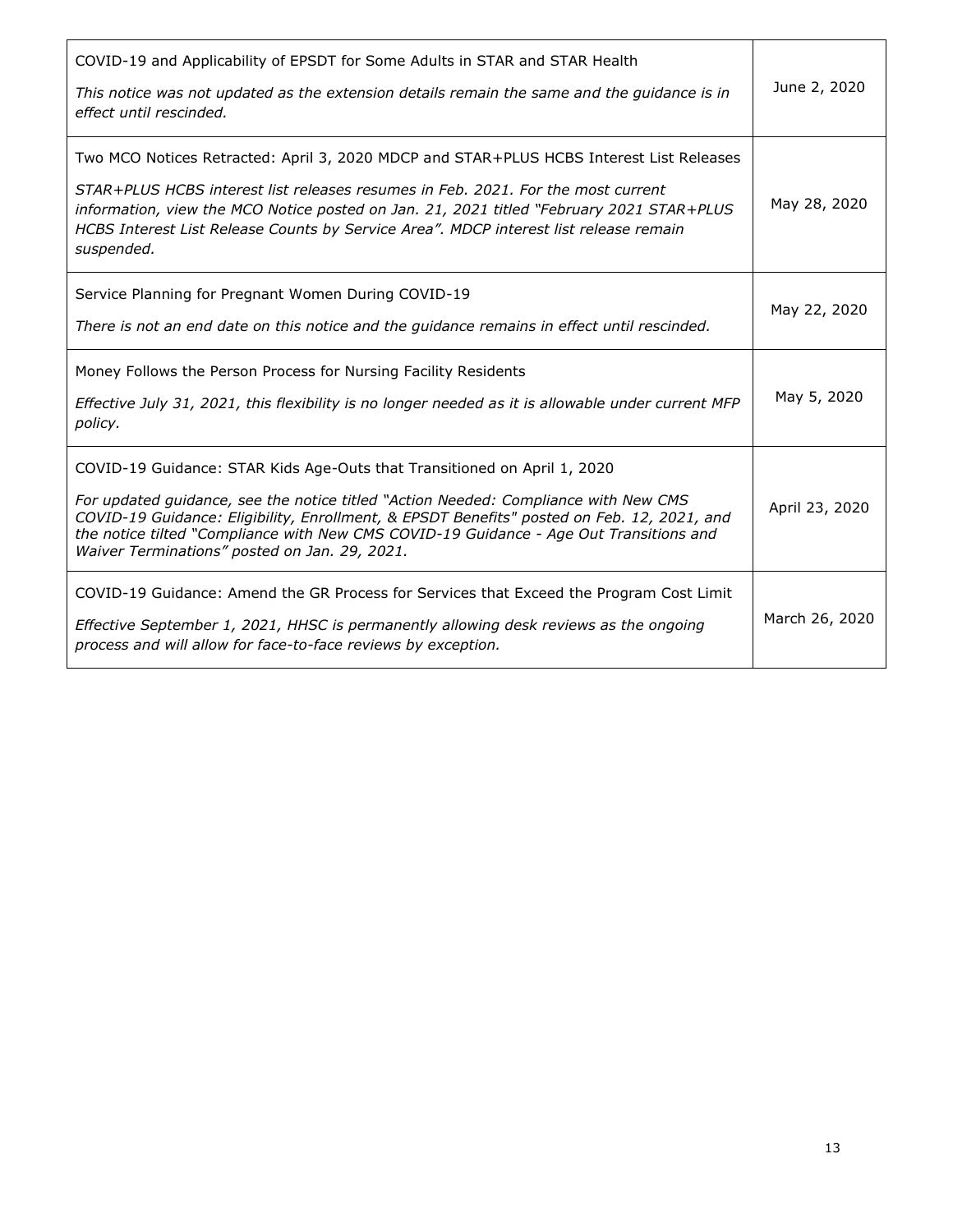| | |
|---|---|
| COVID-19 and Applicability of EPSDT for Some Adults in STAR and STAR Health<br><br>*This notice was not updated as the extension details remain the same and the guidance is in effect until rescinded.* | June 2, 2020 |
| Two MCO Notices Retracted: April 3, 2020 MDCP and STAR+PLUS HCBS Interest List Releases<br><br>*STAR+PLUS HCBS interest list releases resumes in Feb. 2021. For the most current information, view the MCO Notice posted on Jan. 21, 2021 titled "February 2021 STAR+PLUS HCBS Interest List Release Counts by Service Area". MDCP interest list release remain suspended.* | May 28, 2020 |
| Service Planning for Pregnant Women During COVID-19<br><br>*There is not an end date on this notice and the guidance remains in effect until rescinded.* | May 22, 2020 |
| Money Follows the Person Process for Nursing Facility Residents<br><br>*Effective July 31, 2021, this flexibility is no longer needed as it is allowable under current MFP policy.* | May 5, 2020 |
| COVID-19 Guidance: STAR Kids Age-Outs that Transitioned on April 1, 2020<br><br>*For updated guidance, see the notice titled "Action Needed: Compliance with New CMS COVID-19 Guidance: Eligibility, Enrollment, & EPSDT Benefits" posted on Feb. 12, 2021, and the notice tilted "Compliance with New CMS COVID-19 Guidance - Age Out Transitions and Waiver Terminations" posted on Jan. 29, 2021.* | April 23, 2020 |
| COVID-19 Guidance: Amend the GR Process for Services that Exceed the Program Cost Limit<br><br>*Effective September 1, 2021, HHSC is permanently allowing desk reviews as the ongoing process and will allow for face-to-face reviews by exception.* | March 26, 2020 |